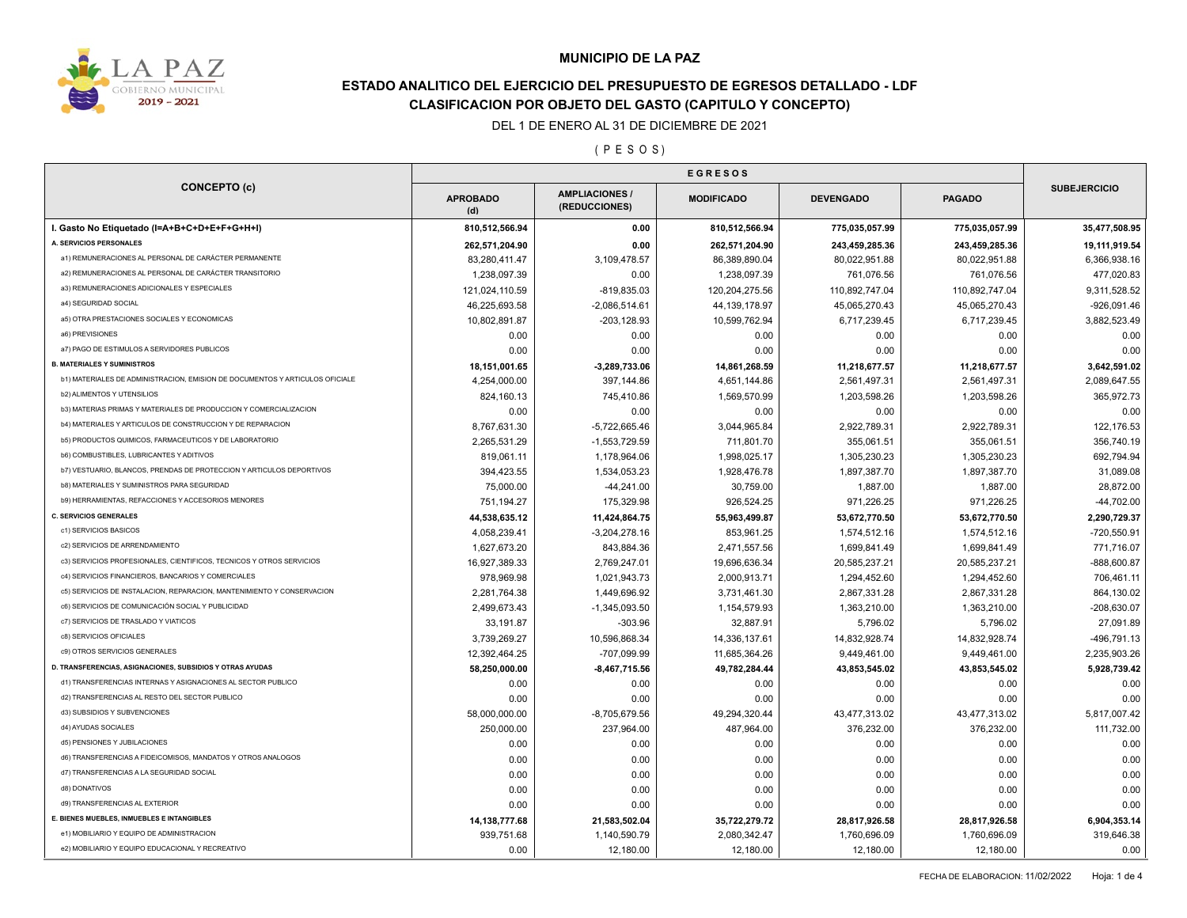# MUNICIPIO DE LA PAZ

## ESTADO ANALITICO DEL EJERCICIO DEL PRESUPUESTO DE EGRESOS DETALLADO - LDF
## CLASIFICACION POR OBJETO DEL GASTO (CAPITULO Y CONCEPTO)

DEL 1 DE ENERO AL 31 DE DICIEMBRE DE 2021

( P E S O S )

| CONCEPTO (c) | EGRESOS | | | | | SUBEJERCICIO |
|---|---|---|---|---|---|---|
| | APROBADO (d) | AMPLIACIONES / (REDUCCIONES) | MODIFICADO | DEVENGADO | PAGADO | |
| **I. Gasto No Etiquetado (I=A+B+C+D+E+F+G+H+I)** | **810,512,566.94** | **0.00** | **810,512,566.94** | **775,035,057.99** | **775,035,057.99** | **35,477,508.95** |
| **A. SERVICIOS PERSONALES** | **262,571,204.90** | **0.00** | **262,571,204.90** | **243,459,285.36** | **243,459,285.36** | **19,111,919.54** |
| a1) REMUNERACIONES AL PERSONAL DE CARÁCTER PERMANENTE | 83,280,411.47 | 3,109,478.57 | 86,389,890.04 | 80,022,951.88 | 80,022,951.88 | 6,366,938.16 |
| a2) REMUNERACIONES AL PERSONAL DE CARÁCTER TRANSITORIO | 1,238,097.39 | 0.00 | 1,238,097.39 | 761,076.56 | 761,076.56 | 477,020.83 |
| a3) REMUNERACIONES ADICIONALES Y ESPECIALES | 121,024,110.59 | -819,835.03 | 120,204,275.56 | 110,892,747.04 | 110,892,747.04 | 9,311,528.52 |
| a4) SEGURIDAD SOCIAL | 46,225,693.58 | -2,086,514.61 | 44,139,178.97 | 45,065,270.43 | 45,065,270.43 | -926,091.46 |
| a5) OTRA PRESTACIONES SOCIALES Y ECONOMICAS | 10,802,891.87 | -203,128.93 | 10,599,762.94 | 6,717,239.45 | 6,717,239.45 | 3,882,523.49 |
| a6) PREVISIONES | 0.00 | 0.00 | 0.00 | 0.00 | 0.00 | 0.00 |
| a7) PAGO DE ESTIMULOS A SERVIDORES PUBLICOS | 0.00 | 0.00 | 0.00 | 0.00 | 0.00 | 0.00 |
| **B. MATERIALES Y SUMINISTROS** | **18,151,001.65** | **-3,289,733.06** | **14,861,268.59** | **11,218,677.57** | **11,218,677.57** | **3,642,591.02** |
| b1) MATERIALES DE ADMINISTRACION, EMISION DE DOCUMENTOS Y ARTICULOS OFICIALE | 4,254,000.00 | 397,144.86 | 4,651,144.86 | 2,561,497.31 | 2,561,497.31 | 2,089,647.55 |
| b2) ALIMENTOS Y UTENSILIOS | 824,160.13 | 745,410.86 | 1,569,570.99 | 1,203,598.26 | 1,203,598.26 | 365,972.73 |
| b3) MATERIAS PRIMAS Y MATERIALES DE PRODUCCION Y COMERCIALIZACION | 0.00 | 0.00 | 0.00 | 0.00 | 0.00 | 0.00 |
| b4) MATERIALES Y ARTICULOS DE CONSTRUCCION Y DE REPARACION | 8,767,631.30 | -5,722,665.46 | 3,044,965.84 | 2,922,789.31 | 2,922,789.31 | 122,176.53 |
| b5) PRODUCTOS QUIMICOS, FARMACEUTICOS Y DE LABORATORIO | 2,265,531.29 | -1,553,729.59 | 711,801.70 | 355,061.51 | 355,061.51 | 356,740.19 |
| b6) COMBUSTIBLES, LUBRICANTES Y ADITIVOS | 819,061.11 | 1,178,964.06 | 1,998,025.17 | 1,305,230.23 | 1,305,230.23 | 692,794.94 |
| b7) VESTUARIO, BLANCOS, PRENDAS DE PROTECCION Y ARTICULOS DEPORTIVOS | 394,423.55 | 1,534,053.23 | 1,928,476.78 | 1,897,387.70 | 1,897,387.70 | 31,089.08 |
| b8) MATERIALES Y SUMINISTROS PARA SEGURIDAD | 75,000.00 | -44,241.00 | 30,759.00 | 1,887.00 | 1,887.00 | 28,872.00 |
| b9) HERRAMIENTAS, REFACCIONES Y ACCESORIOS MENORES | 751,194.27 | 175,329.98 | 926,524.25 | 971,226.25 | 971,226.25 | -44,702.00 |
| **C. SERVICIOS GENERALES** | **44,538,635.12** | **11,424,864.75** | **55,963,499.87** | **53,672,770.50** | **53,672,770.50** | **2,290,729.37** |
| c1) SERVICIOS BASICOS | 4,058,239.41 | -3,204,278.16 | 853,961.25 | 1,574,512.16 | 1,574,512.16 | -720,550.91 |
| c2) SERVICIOS DE ARRENDAMIENTO | 1,627,673.20 | 843,884.36 | 2,471,557.56 | 1,699,841.49 | 1,699,841.49 | 771,716.07 |
| c3) SERVICIOS PROFESIONALES, CIENTIFICOS, TECNICOS Y OTROS SERVICIOS | 16,927,389.33 | 2,769,247.01 | 19,696,636.34 | 20,585,237.21 | 20,585,237.21 | -888,600.87 |
| c4) SERVICIOS FINANCIEROS, BANCARIOS Y COMERCIALES | 978,969.98 | 1,021,943.73 | 2,000,913.71 | 1,294,452.60 | 1,294,452.60 | 706,461.11 |
| c5) SERVICIOS DE INSTALACION, REPARACION, MANTENIMIENTO Y CONSERVACION | 2,281,764.38 | 1,449,696.92 | 3,731,461.30 | 2,867,331.28 | 2,867,331.28 | 864,130.02 |
| c6) SERVICIOS DE COMUNICACIÓN SOCIAL Y PUBLICIDAD | 2,499,673.43 | -1,345,093.50 | 1,154,579.93 | 1,363,210.00 | 1,363,210.00 | -208,630.07 |
| c7) SERVICIOS DE TRASLADO Y VIATICOS | 33,191.87 | -303.96 | 32,887.91 | 5,796.02 | 5,796.02 | 27,091.89 |
| c8) SERVICIOS OFICIALES | 3,739,269.27 | 10,596,868.34 | 14,336,137.61 | 14,832,928.74 | 14,832,928.74 | -496,791.13 |
| c9) OTROS SERVICIOS GENERALES | 12,392,464.25 | -707,099.99 | 11,685,364.26 | 9,449,461.00 | 9,449,461.00 | 2,235,903.26 |
| **D. TRANSFERENCIAS, ASIGNACIONES, SUBSIDIOS Y OTRAS AYUDAS** | **58,250,000.00** | **-8,467,715.56** | **49,782,284.44** | **43,853,545.02** | **43,853,545.02** | **5,928,739.42** |
| d1) TRANSFERENCIAS INTERNAS Y ASIGNACIONES AL SECTOR PUBLICO | 0.00 | 0.00 | 0.00 | 0.00 | 0.00 | 0.00 |
| d2) TRANSFERENCIAS AL RESTO DEL SECTOR PUBLICO | 0.00 | 0.00 | 0.00 | 0.00 | 0.00 | 0.00 |
| d3) SUBSIDIOS Y SUBVENCIONES | 58,000,000.00 | -8,705,679.56 | 49,294,320.44 | 43,477,313.02 | 43,477,313.02 | 5,817,007.42 |
| d4) AYUDAS SOCIALES | 250,000.00 | 237,964.00 | 487,964.00 | 376,232.00 | 376,232.00 | 111,732.00 |
| d5) PENSIONES Y JUBILACIONES | 0.00 | 0.00 | 0.00 | 0.00 | 0.00 | 0.00 |
| d6) TRANSFERENCIAS A FIDEICOMISOS, MANDATOS Y OTROS ANALOGOS | 0.00 | 0.00 | 0.00 | 0.00 | 0.00 | 0.00 |
| d7) TRANSFERENCIAS A LA SEGURIDAD SOCIAL | 0.00 | 0.00 | 0.00 | 0.00 | 0.00 | 0.00 |
| d8) DONATIVOS | 0.00 | 0.00 | 0.00 | 0.00 | 0.00 | 0.00 |
| d9) TRANSFERENCIAS AL EXTERIOR | 0.00 | 0.00 | 0.00 | 0.00 | 0.00 | 0.00 |
| **E. BIENES MUEBLES, INMUEBLES E INTANGIBLES** | **14,138,777.68** | **21,583,502.04** | **35,722,279.72** | **28,817,926.58** | **28,817,926.58** | **6,904,353.14** |
| e1) MOBILIARIO Y EQUIPO DE ADMINISTRACION | 939,751.68 | 1,140,590.79 | 2,080,342.47 | 1,760,696.09 | 1,760,696.09 | 319,646.38 |
| e2) MOBILIARIO Y EQUIPO EDUCACIONAL Y RECREATIVO | 0.00 | 12,180.00 | 12,180.00 | 12,180.00 | 12,180.00 | 0.00 |

FECHA DE ELABORACION: 11/02/2022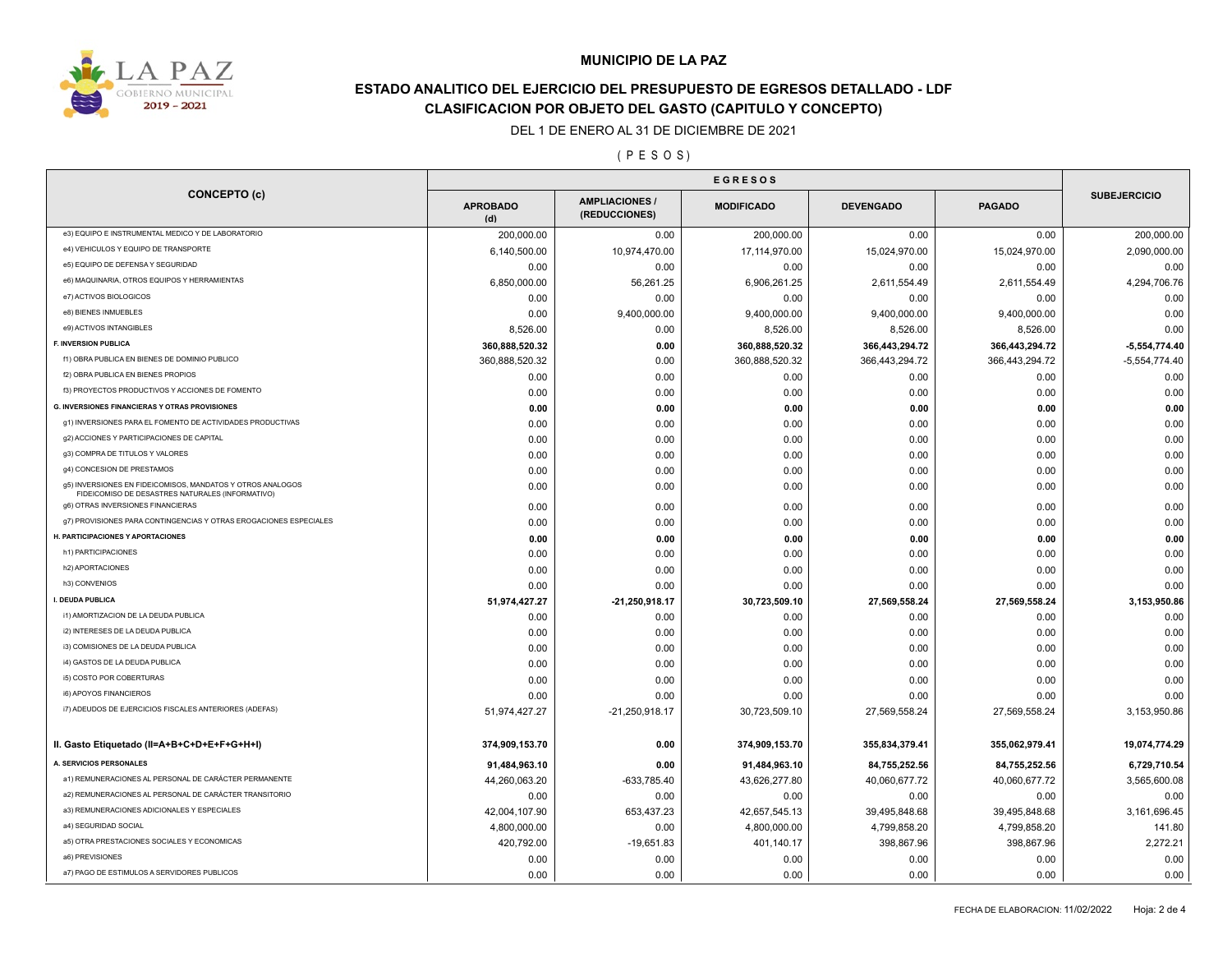**MUNICIPIO DE LA PAZ**

**ESTADO ANALITICO DEL EJERCICIO DEL PRESUPUESTO DE EGRESOS DETALLADO - LDF**
**CLASIFICACION POR OBJETO DEL GASTO (CAPITULO Y CONCEPTO)**

DEL 1 DE ENERO AL 31 DE DICIEMBRE DE 2021

( P E S O S )

| CONCEPTO (c) | EGRESOS | | | | | SUBEJERCICIO |
|---|---|---|---|---|---|---|
| | APROBADO (d) | AMPLIACIONES / (REDUCCIONES) | MODIFICADO | DEVENGADO | PAGADO | |
| e3) EQUIPO E INSTRUMENTAL MEDICO Y DE LABORATORIO | 200,000.00 | 0.00 | 200,000.00 | 0.00 | 0.00 | 200,000.00 |
| e4) VEHICULOS Y EQUIPO DE TRANSPORTE | 6,140,500.00 | 10,974,470.00 | 17,114,970.00 | 15,024,970.00 | 15,024,970.00 | 2,090,000.00 |
| e5) EQUIPO DE DEFENSA Y SEGURIDAD | 0.00 | 0.00 | 0.00 | 0.00 | 0.00 | 0.00 |
| e6) MAQUINARIA, OTROS EQUIPOS Y HERRAMIENTAS | 6,850,000.00 | 56,261.25 | 6,906,261.25 | 2,611,554.49 | 2,611,554.49 | 4,294,706.76 |
| e7) ACTIVOS BIOLOGICOS | 0.00 | 0.00 | 0.00 | 0.00 | 0.00 | 0.00 |
| e8) BIENES INMUEBLES | 0.00 | 9,400,000.00 | 9,400,000.00 | 9,400,000.00 | 9,400,000.00 | 0.00 |
| e9) ACTIVOS INTANGIBLES | 8,526.00 | 0.00 | 8,526.00 | 8,526.00 | 8,526.00 | 0.00 |
| **F. INVERSION PUBLICA** | **360,888,520.32** | **0.00** | **360,888,520.32** | **366,443,294.72** | **366,443,294.72** | **-5,554,774.40** |
| f1) OBRA PUBLICA EN BIENES DE DOMINIO PUBLICO | 360,888,520.32 | 0.00 | 360,888,520.32 | 366,443,294.72 | 366,443,294.72 | -5,554,774.40 |
| f2) OBRA PUBLICA EN BIENES PROPIOS | 0.00 | 0.00 | 0.00 | 0.00 | 0.00 | 0.00 |
| f3) PROYECTOS PRODUCTIVOS Y ACCIONES DE FOMENTO | 0.00 | 0.00 | 0.00 | 0.00 | 0.00 | 0.00 |
| **G. INVERSIONES FINANCIERAS Y OTRAS PROVISIONES** | **0.00** | **0.00** | **0.00** | **0.00** | **0.00** | **0.00** |
| g1) INVERSIONES PARA EL FOMENTO DE ACTIVIDADES PRODUCTIVAS | 0.00 | 0.00 | 0.00 | 0.00 | 0.00 | 0.00 |
| g2) ACCIONES Y PARTICIPACIONES DE CAPITAL | 0.00 | 0.00 | 0.00 | 0.00 | 0.00 | 0.00 |
| g3) COMPRA DE TITULOS Y VALORES | 0.00 | 0.00 | 0.00 | 0.00 | 0.00 | 0.00 |
| g4) CONCESION DE PRESTAMOS | 0.00 | 0.00 | 0.00 | 0.00 | 0.00 | 0.00 |
| g5) INVERSIONES EN FIDEICOMISOS, MANDATOS Y OTROS ANALOGOS FIDEICOMISO DE DESASTRES NATURALES (INFORMATIVO) | 0.00 | 0.00 | 0.00 | 0.00 | 0.00 | 0.00 |
| g6) OTRAS INVERSIONES FINANCIERAS | 0.00 | 0.00 | 0.00 | 0.00 | 0.00 | 0.00 |
| g7) PROVISIONES PARA CONTINGENCIAS Y OTRAS EROGACIONES ESPECIALES | 0.00 | 0.00 | 0.00 | 0.00 | 0.00 | 0.00 |
| **H. PARTICIPACIONES Y APORTACIONES** | **0.00** | **0.00** | **0.00** | **0.00** | **0.00** | **0.00** |
| h1) PARTICIPACIONES | 0.00 | 0.00 | 0.00 | 0.00 | 0.00 | 0.00 |
| h2) APORTACIONES | 0.00 | 0.00 | 0.00 | 0.00 | 0.00 | 0.00 |
| h3) CONVENIOS | 0.00 | 0.00 | 0.00 | 0.00 | 0.00 | 0.00 |
| **I. DEUDA PUBLICA** | **51,974,427.27** | **-21,250,918.17** | **30,723,509.10** | **27,569,558.24** | **27,569,558.24** | **3,153,950.86** |
| i1) AMORTIZACION DE LA DEUDA PUBLICA | 0.00 | 0.00 | 0.00 | 0.00 | 0.00 | 0.00 |
| i2) INTERESES DE LA DEUDA PUBLICA | 0.00 | 0.00 | 0.00 | 0.00 | 0.00 | 0.00 |
| i3) COMISIONES DE LA DEUDA PUBLICA | 0.00 | 0.00 | 0.00 | 0.00 | 0.00 | 0.00 |
| i4) GASTOS DE LA DEUDA PUBLICA | 0.00 | 0.00 | 0.00 | 0.00 | 0.00 | 0.00 |
| i5) COSTO POR COBERTURAS | 0.00 | 0.00 | 0.00 | 0.00 | 0.00 | 0.00 |
| i6) APOYOS FINANCIEROS | 0.00 | 0.00 | 0.00 | 0.00 | 0.00 | 0.00 |
| i7) ADEUDOS DE EJERCICIOS FISCALES ANTERIORES (ADEFAS) | 51,974,427.27 | -21,250,918.17 | 30,723,509.10 | 27,569,558.24 | 27,569,558.24 | 3,153,950.86 |
| **II. Gasto Etiquetado (II=A+B+C+D+E+F+G+H+I)** | **374,909,153.70** | **0.00** | **374,909,153.70** | **355,834,379.41** | **355,062,979.41** | **19,074,774.29** |
| **A. SERVICIOS PERSONALES** | **91,484,963.10** | **0.00** | **91,484,963.10** | **84,755,252.56** | **84,755,252.56** | **6,729,710.54** |
| a1) REMUNERACIONES AL PERSONAL DE CARÁCTER PERMANENTE | 44,260,063.20 | -633,785.40 | 43,626,277.80 | 40,060,677.72 | 40,060,677.72 | 3,565,600.08 |
| a2) REMUNERACIONES AL PERSONAL DE CARÁCTER TRANSITORIO | 0.00 | 0.00 | 0.00 | 0.00 | 0.00 | 0.00 |
| a3) REMUNERACIONES ADICIONALES Y ESPECIALES | 42,004,107.90 | 653,437.23 | 42,657,545.13 | 39,495,848.68 | 39,495,848.68 | 3,161,696.45 |
| a4) SEGURIDAD SOCIAL | 4,800,000.00 | 0.00 | 4,800,000.00 | 4,799,858.20 | 4,799,858.20 | 141.80 |
| a5) OTRA PRESTACIONES SOCIALES Y ECONOMICAS | 420,792.00 | -19,651.83 | 401,140.17 | 398,867.96 | 398,867.96 | 2,272.21 |
| a6) PREVISIONES | 0.00 | 0.00 | 0.00 | 0.00 | 0.00 | 0.00 |
| a7) PAGO DE ESTIMULOS A SERVIDORES PUBLICOS | 0.00 | 0.00 | 0.00 | 0.00 | 0.00 | 0.00 |

FECHA DE ELABORACION: 11/02/2022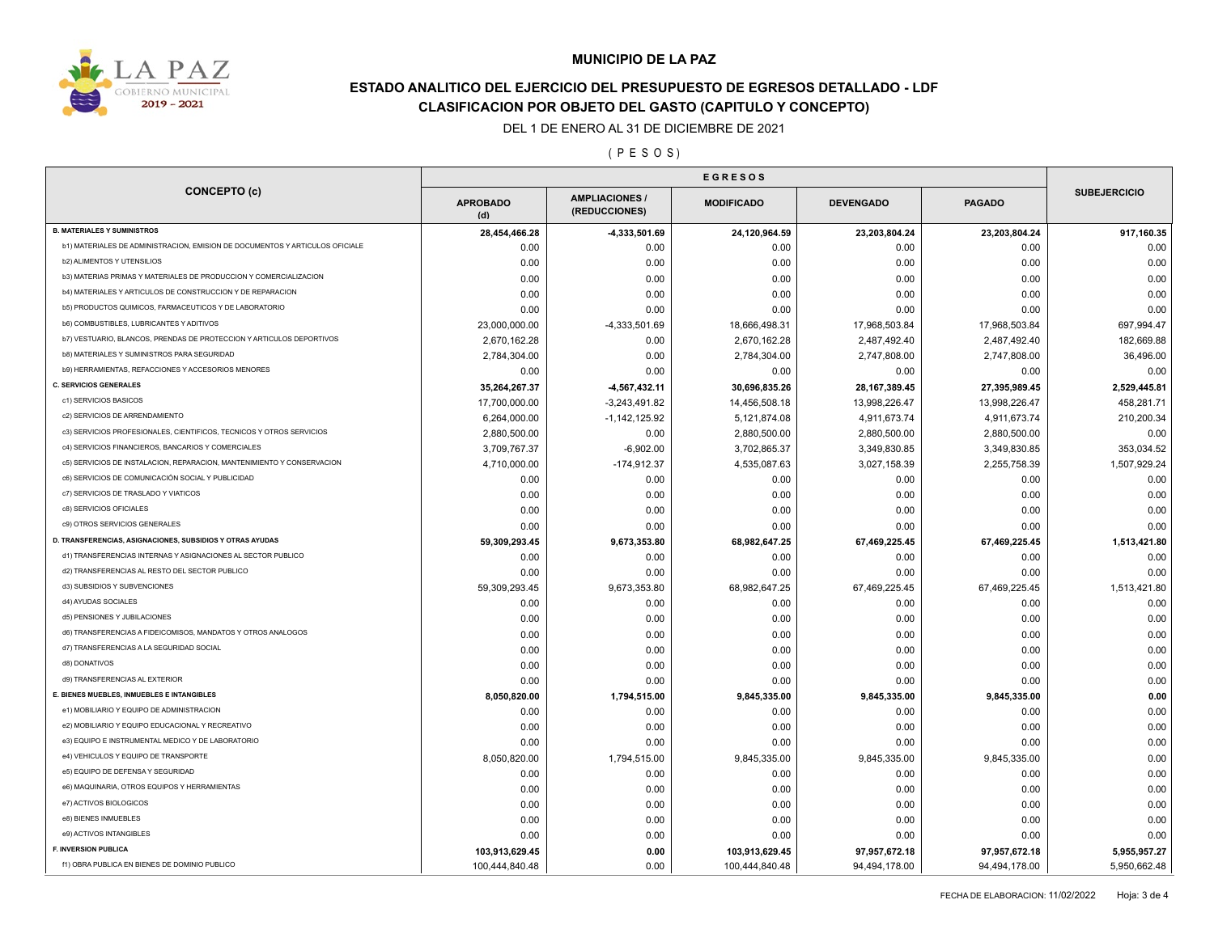# MUNICIPIO DE LA PAZ

## ESTADO ANALITICO DEL EJERCICIO DEL PRESUPUESTO DE EGRESOS DETALLADO - LDF

## CLASIFICACION POR OBJETO DEL GASTO (CAPITULO Y CONCEPTO)

DEL 1 DE ENERO AL 31 DE DICIEMBRE DE 2021

( P E S O S )

| CONCEPTO (c) | EGRESOS | | | | | SUBEJERCICIO |
|---|---|---|---|---|---|---|
| | APROBADO (d) | AMPLIACIONES / (REDUCCIONES) | MODIFICADO | DEVENGADO | PAGADO | |
| **B. MATERIALES Y SUMINISTROS** | **28,454,466.28** | **-4,333,501.69** | **24,120,964.59** | **23,203,804.24** | **23,203,804.24** | **917,160.35** |
| b1) MATERIALES DE ADMINISTRACION, EMISION DE DOCUMENTOS Y ARTICULOS OFICIALE | 0.00 | 0.00 | 0.00 | 0.00 | 0.00 | 0.00 |
| b2) ALIMENTOS Y UTENSILIOS | 0.00 | 0.00 | 0.00 | 0.00 | 0.00 | 0.00 |
| b3) MATERIAS PRIMAS Y MATERIALES DE PRODUCCION Y COMERCIALIZACION | 0.00 | 0.00 | 0.00 | 0.00 | 0.00 | 0.00 |
| b4) MATERIALES Y ARTICULOS DE CONSTRUCCION Y DE REPARACION | 0.00 | 0.00 | 0.00 | 0.00 | 0.00 | 0.00 |
| b5) PRODUCTOS QUIMICOS, FARMACEUTICOS Y DE LABORATORIO | 0.00 | 0.00 | 0.00 | 0.00 | 0.00 | 0.00 |
| b6) COMBUSTIBLES, LUBRICANTES Y ADITIVOS | 23,000,000.00 | -4,333,501.69 | 18,666,498.31 | 17,968,503.84 | 17,968,503.84 | 697,994.47 |
| b7) VESTUARIO, BLANCOS, PRENDAS DE PROTECCION Y ARTICULOS DEPORTIVOS | 2,670,162.28 | 0.00 | 2,670,162.28 | 2,487,492.40 | 2,487,492.40 | 182,669.88 |
| b8) MATERIALES Y SUMINISTROS PARA SEGURIDAD | 2,784,304.00 | 0.00 | 2,784,304.00 | 2,747,808.00 | 2,747,808.00 | 36,496.00 |
| b9) HERRAMIENTAS, REFACCIONES Y ACCESORIOS MENORES | 0.00 | 0.00 | 0.00 | 0.00 | 0.00 | 0.00 |
| **C. SERVICIOS GENERALES** | **35,264,267.37** | **-4,567,432.11** | **30,696,835.26** | **28,167,389.45** | **27,395,989.45** | **2,529,445.81** |
| c1) SERVICIOS BASICOS | 17,700,000.00 | -3,243,491.82 | 14,456,508.18 | 13,998,226.47 | 13,998,226.47 | 458,281.71 |
| c2) SERVICIOS DE ARRENDAMIENTO | 6,264,000.00 | -1,142,125.92 | 5,121,874.08 | 4,911,673.74 | 4,911,673.74 | 210,200.34 |
| c3) SERVICIOS PROFESIONALES, CIENTIFICOS, TECNICOS Y OTROS SERVICIOS | 2,880,500.00 | 0.00 | 2,880,500.00 | 2,880,500.00 | 2,880,500.00 | 0.00 |
| c4) SERVICIOS FINANCIEROS, BANCARIOS Y COMERCIALES | 3,709,767.37 | -6,902.00 | 3,702,865.37 | 3,349,830.85 | 3,349,830.85 | 353,034.52 |
| c5) SERVICIOS DE INSTALACION, REPARACION, MANTENIMIENTO Y CONSERVACION | 4,710,000.00 | -174,912.37 | 4,535,087.63 | 3,027,158.39 | 2,255,758.39 | 1,507,929.24 |
| c6) SERVICIOS DE COMUNICACIÓN SOCIAL Y PUBLICIDAD | 0.00 | 0.00 | 0.00 | 0.00 | 0.00 | 0.00 |
| c7) SERVICIOS DE TRASLADO Y VIATICOS | 0.00 | 0.00 | 0.00 | 0.00 | 0.00 | 0.00 |
| c8) SERVICIOS OFICIALES | 0.00 | 0.00 | 0.00 | 0.00 | 0.00 | 0.00 |
| c9) OTROS SERVICIOS GENERALES | 0.00 | 0.00 | 0.00 | 0.00 | 0.00 | 0.00 |
| **D. TRANSFERENCIAS, ASIGNACIONES, SUBSIDIOS Y OTRAS AYUDAS** | **59,309,293.45** | **9,673,353.80** | **68,982,647.25** | **67,469,225.45** | **67,469,225.45** | **1,513,421.80** |
| d1) TRANSFERENCIAS INTERNAS Y ASIGNACIONES AL SECTOR PUBLICO | 0.00 | 0.00 | 0.00 | 0.00 | 0.00 | 0.00 |
| d2) TRANSFERENCIAS AL RESTO DEL SECTOR PUBLICO | 0.00 | 0.00 | 0.00 | 0.00 | 0.00 | 0.00 |
| d3) SUBSIDIOS Y SUBVENCIONES | 59,309,293.45 | 9,673,353.80 | 68,982,647.25 | 67,469,225.45 | 67,469,225.45 | 1,513,421.80 |
| d4) AYUDAS SOCIALES | 0.00 | 0.00 | 0.00 | 0.00 | 0.00 | 0.00 |
| d5) PENSIONES Y JUBILACIONES | 0.00 | 0.00 | 0.00 | 0.00 | 0.00 | 0.00 |
| d6) TRANSFERENCIAS A FIDEICOMISOS, MANDATOS Y OTROS ANALOGOS | 0.00 | 0.00 | 0.00 | 0.00 | 0.00 | 0.00 |
| d7) TRANSFERENCIAS A LA SEGURIDAD SOCIAL | 0.00 | 0.00 | 0.00 | 0.00 | 0.00 | 0.00 |
| d8) DONATIVOS | 0.00 | 0.00 | 0.00 | 0.00 | 0.00 | 0.00 |
| d9) TRANSFERENCIAS AL EXTERIOR | 0.00 | 0.00 | 0.00 | 0.00 | 0.00 | 0.00 |
| **E. BIENES MUEBLES, INMUEBLES E INTANGIBLES** | **8,050,820.00** | **1,794,515.00** | **9,845,335.00** | **9,845,335.00** | **9,845,335.00** | **0.00** |
| e1) MOBILIARIO Y EQUIPO DE ADMINISTRACION | 0.00 | 0.00 | 0.00 | 0.00 | 0.00 | 0.00 |
| e2) MOBILIARIO Y EQUIPO EDUCACIONAL Y RECREATIVO | 0.00 | 0.00 | 0.00 | 0.00 | 0.00 | 0.00 |
| e3) EQUIPO E INSTRUMENTAL MEDICO Y DE LABORATORIO | 0.00 | 0.00 | 0.00 | 0.00 | 0.00 | 0.00 |
| e4) VEHICULOS Y EQUIPO DE TRANSPORTE | 8,050,820.00 | 1,794,515.00 | 9,845,335.00 | 9,845,335.00 | 9,845,335.00 | 0.00 |
| e5) EQUIPO DE DEFENSA Y SEGURIDAD | 0.00 | 0.00 | 0.00 | 0.00 | 0.00 | 0.00 |
| e6) MAQUINARIA, OTROS EQUIPOS Y HERRAMIENTAS | 0.00 | 0.00 | 0.00 | 0.00 | 0.00 | 0.00 |
| e7) ACTIVOS BIOLOGICOS | 0.00 | 0.00 | 0.00 | 0.00 | 0.00 | 0.00 |
| e8) BIENES INMUEBLES | 0.00 | 0.00 | 0.00 | 0.00 | 0.00 | 0.00 |
| e9) ACTIVOS INTANGIBLES | 0.00 | 0.00 | 0.00 | 0.00 | 0.00 | 0.00 |
| **F. INVERSION PUBLICA** | **103,913,629.45** | **0.00** | **103,913,629.45** | **97,957,672.18** | **97,957,672.18** | **5,955,957.27** |
| f1) OBRA PUBLICA EN BIENES DE DOMINIO PUBLICO | 100,444,840.48 | 0.00 | 100,444,840.48 | 94,494,178.00 | 94,494,178.00 | 5,950,662.48 |

FECHA DE ELABORACION: 11/02/2022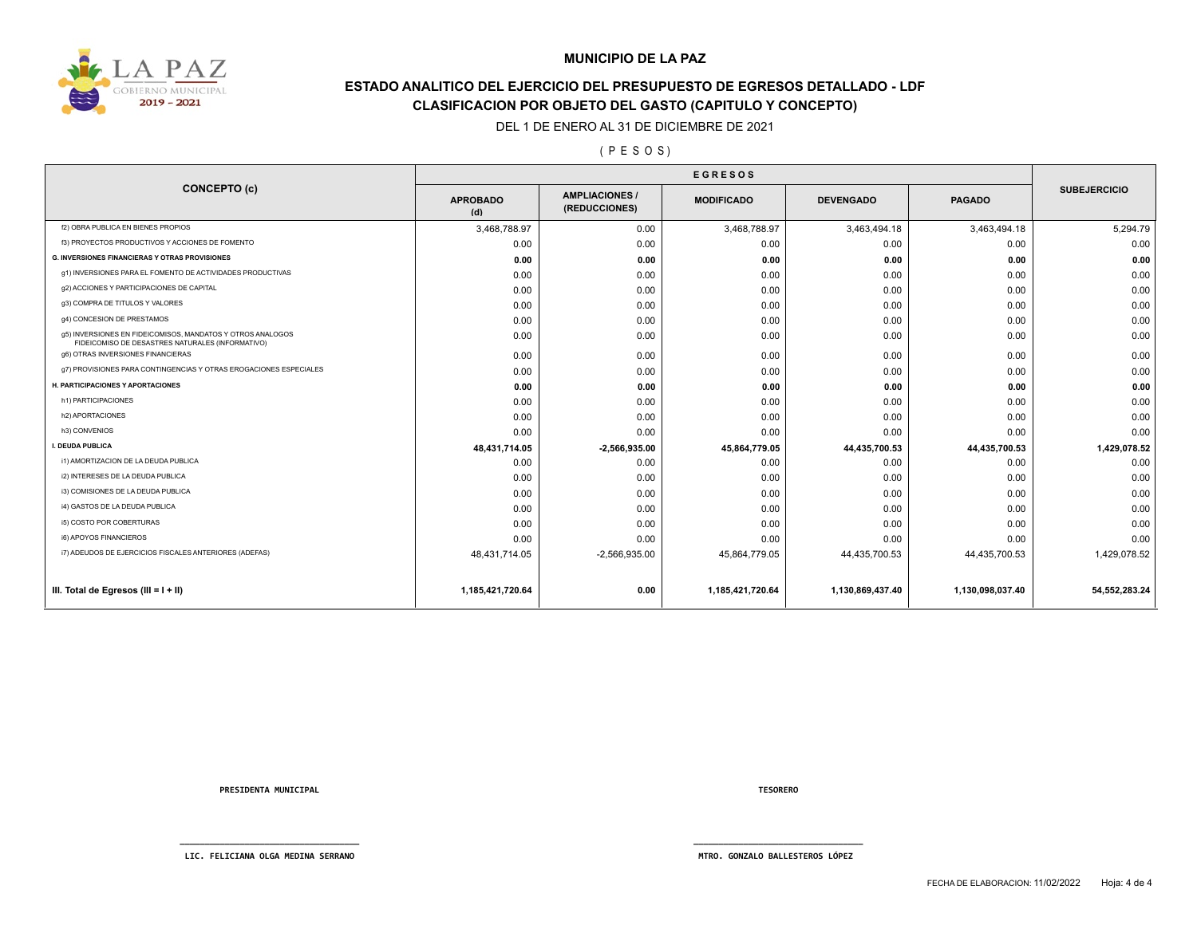# MUNICIPIO DE LA PAZ

## ESTADO ANALITICO DEL EJERCICIO DEL PRESUPUESTO DE EGRESOS DETALLADO - LDF
## CLASIFICACION POR OBJETO DEL GASTO (CAPITULO Y CONCEPTO)

DEL 1 DE ENERO AL 31 DE DICIEMBRE DE 2021

( P E S O S )

| CONCEPTO (c) | EGRESOS | | | | | SUBEJERCICIO |
|---|---|---|---|---|---|---|
| | APROBADO (d) | AMPLIACIONES / (REDUCCIONES) | MODIFICADO | DEVENGADO | PAGADO | |
| f2) OBRA PUBLICA EN BIENES PROPIOS | 3,468,788.97 | 0.00 | 3,468,788.97 | 3,463,494.18 | 3,463,494.18 | 5,294.79 |
| f3) PROYECTOS PRODUCTIVOS Y ACCIONES DE FOMENTO | 0.00 | 0.00 | 0.00 | 0.00 | 0.00 | 0.00 |
| **G. INVERSIONES FINANCIERAS Y OTRAS PROVISIONES** | **0.00** | **0.00** | **0.00** | **0.00** | **0.00** | **0.00** |
| g1) INVERSIONES PARA EL FOMENTO DE ACTIVIDADES PRODUCTIVAS | 0.00 | 0.00 | 0.00 | 0.00 | 0.00 | 0.00 |
| g2) ACCIONES Y PARTICIPACIONES DE CAPITAL | 0.00 | 0.00 | 0.00 | 0.00 | 0.00 | 0.00 |
| g3) COMPRA DE TITULOS Y VALORES | 0.00 | 0.00 | 0.00 | 0.00 | 0.00 | 0.00 |
| g4) CONCESION DE PRESTAMOS | 0.00 | 0.00 | 0.00 | 0.00 | 0.00 | 0.00 |
| g5) INVERSIONES EN FIDEICOMISOS, MANDATOS Y OTROS ANALOGOS FIDEICOMISO DE DESASTRES NATURALES (INFORMATIVO) | 0.00 | 0.00 | 0.00 | 0.00 | 0.00 | 0.00 |
| g6) OTRAS INVERSIONES FINANCIERAS | 0.00 | 0.00 | 0.00 | 0.00 | 0.00 | 0.00 |
| g7) PROVISIONES PARA CONTINGENCIAS Y OTRAS EROGACIONES ESPECIALES | 0.00 | 0.00 | 0.00 | 0.00 | 0.00 | 0.00 |
| **H. PARTICIPACIONES Y APORTACIONES** | **0.00** | **0.00** | **0.00** | **0.00** | **0.00** | **0.00** |
| h1) PARTICIPACIONES | 0.00 | 0.00 | 0.00 | 0.00 | 0.00 | 0.00 |
| h2) APORTACIONES | 0.00 | 0.00 | 0.00 | 0.00 | 0.00 | 0.00 |
| h3) CONVENIOS | 0.00 | 0.00 | 0.00 | 0.00 | 0.00 | 0.00 |
| **I. DEUDA PUBLICA** | **48,431,714.05** | **-2,566,935.00** | **45,864,779.05** | **44,435,700.53** | **44,435,700.53** | **1,429,078.52** |
| i1) AMORTIZACION DE LA DEUDA PUBLICA | 0.00 | 0.00 | 0.00 | 0.00 | 0.00 | 0.00 |
| i2) INTERESES DE LA DEUDA PUBLICA | 0.00 | 0.00 | 0.00 | 0.00 | 0.00 | 0.00 |
| i3) COMISIONES DE LA DEUDA PUBLICA | 0.00 | 0.00 | 0.00 | 0.00 | 0.00 | 0.00 |
| i4) GASTOS DE LA DEUDA PUBLICA | 0.00 | 0.00 | 0.00 | 0.00 | 0.00 | 0.00 |
| i5) COSTO POR COBERTURAS | 0.00 | 0.00 | 0.00 | 0.00 | 0.00 | 0.00 |
| i6) APOYOS FINANCIEROS | 0.00 | 0.00 | 0.00 | 0.00 | 0.00 | 0.00 |
| i7) ADEUDOS DE EJERCICIOS FISCALES ANTERIORES (ADEFAS) | 48,431,714.05 | -2,566,935.00 | 45,864,779.05 | 44,435,700.53 | 44,435,700.53 | 1,429,078.52 |
| **III. Total de Egresos (III = I + II)** | **1,185,421,720.64** | **0.00** | **1,185,421,720.64** | **1,130,869,437.40** | **1,130,098,037.40** | **54,552,283.24** |

**PRESIDENTA MUNICIPAL**

**LIC. FELICIANA OLGA MEDINA SERRANO**

**TESORERO**

**MTRO. GONZALO BALLESTEROS LÓPEZ**

FECHA DE ELABORACION: 11/02/2022